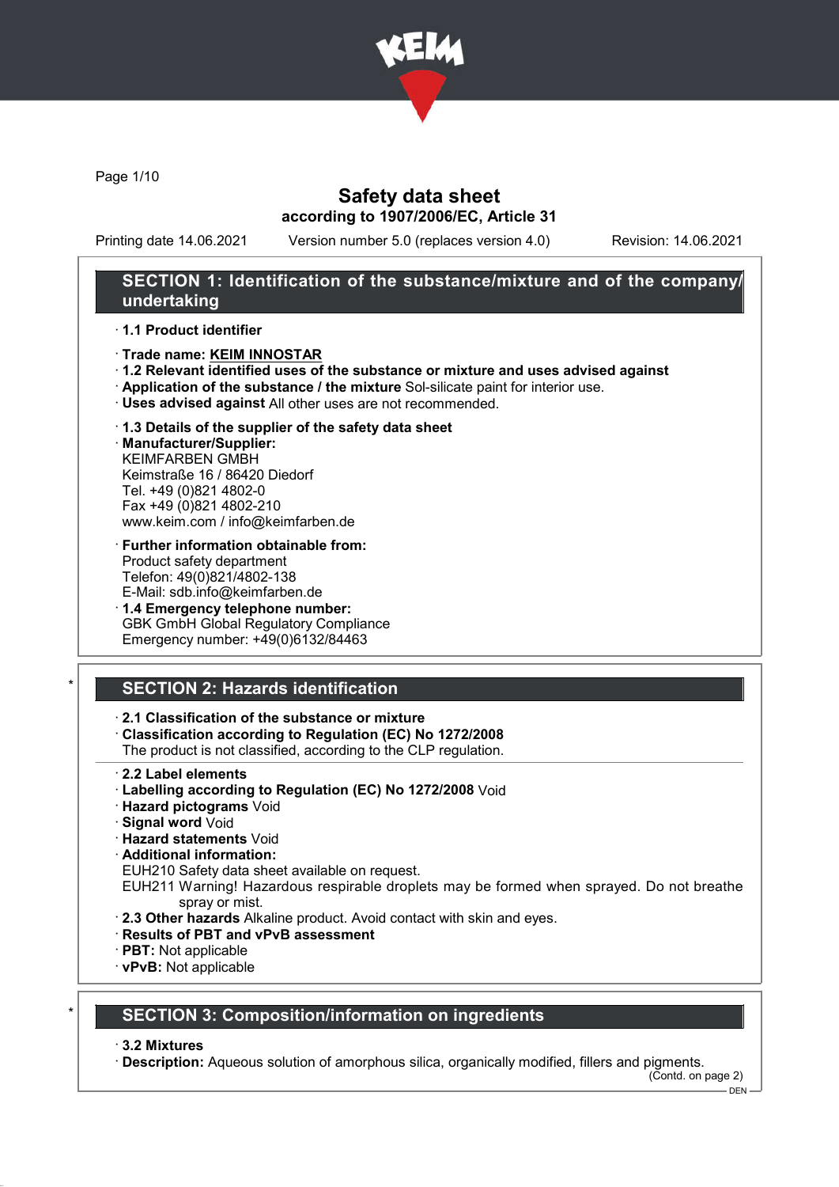# Safety data sheet

**according to 1907/2006/EC, Article 31**

Printing date 14.06.2021 Version number 5.0 (replaces version 4.0) Revision: 14.06.2021

## SECTION 1: Identification of the substance/mixture and of the company/undertaking

· **1.1 Product identifier**

· **Trade name: KEIM INNOSTAR**

· **1.2 Relevant identified uses of the substance or mixture and uses advised against**

· **Application of the substance / the mixture** Sol-silicate paint for interior use.

· **Uses advised against** All other uses are not recommended.

· **1.3 Details of the supplier of the safety data sheet**

· **Manufacturer/Supplier:**
KEIMFARBEN GMBH
Keimstraße 16 / 86420 Diedorf
Tel. +49 (0)821 4802-0
Fax +49 (0)821 4802-210
www.keim.com / info@keimfarben.de

· **Further information obtainable from:**
Product safety department
Telefon: 49(0)821/4802-138
E-Mail: sdb.info@keimfarben.de

· **1.4 Emergency telephone number:**
GBK GmbH Global Regulatory Compliance
Emergency number: +49(0)6132/84463

## * SECTION 2: Hazards identification

· **2.1 Classification of the substance or mixture**

· **Classification according to Regulation (EC) No 1272/2008**
The product is not classified, according to the CLP regulation.

· **2.2 Label elements**

· **Labelling according to Regulation (EC) No 1272/2008** Void

· **Hazard pictograms** Void

· **Signal word** Void

· **Hazard statements** Void

· **Additional information:**
EUH210 Safety data sheet available on request.
EUH211 Warning! Hazardous respirable droplets may be formed when sprayed. Do not breathe spray or mist.

· **2.3 Other hazards** Alkaline product. Avoid contact with skin and eyes.

· **Results of PBT and vPvB assessment**

· **PBT:** Not applicable

· **vPvB:** Not applicable

## * SECTION 3: Composition/information on ingredients

· **3.2 Mixtures**

· **Description:** Aqueous solution of amorphous silica, organically modified, fillers and pigments.

(Contd. on page 2)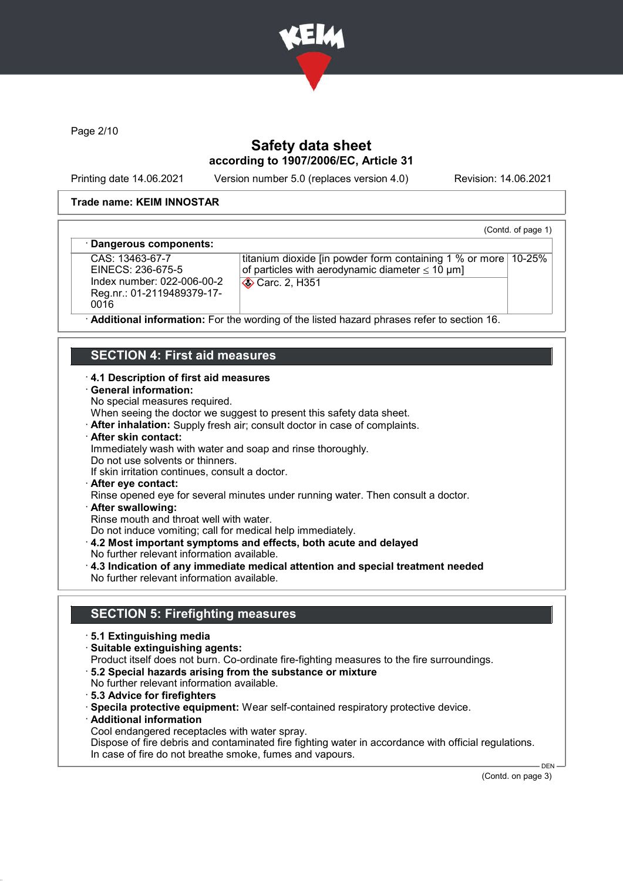**Trade name: KEIM INNOSTAR**

(Contd. of page 1)

· **Dangerous components:**

| | | |
|---|---|---|
| CAS: 13463-67-7<br>EINECS: 236-675-5<br>Index number: 022-006-00-2<br>Reg.nr.: 01-2119489379-17-0016 | titanium dioxide [in powder form containing 1 % or more of particles with aerodynamic diameter ≤ 10 μm]<br>Carc. 2, H351 | 10-25% |

· **Additional information:** For the wording of the listed hazard phrases refer to section 16.

## SECTION 4: First aid measures

· **4.1 Description of first aid measures**

· **General information:**
No special measures required.
When seeing the doctor we suggest to present this safety data sheet.

· **After inhalation:** Supply fresh air; consult doctor in case of complaints.

· **After skin contact:**
Immediately wash with water and soap and rinse thoroughly.
Do not use solvents or thinners.
If skin irritation continues, consult a doctor.

· **After eye contact:**
Rinse opened eye for several minutes under running water. Then consult a doctor.

· **After swallowing:**
Rinse mouth and throat well with water.
Do not induce vomiting; call for medical help immediately.

· **4.2 Most important symptoms and effects, both acute and delayed**
No further relevant information available.

· **4.3 Indication of any immediate medical attention and special treatment needed**
No further relevant information available.

## SECTION 5: Firefighting measures

· **5.1 Extinguishing media**

· **Suitable extinguishing agents:**
Product itself does not burn. Co-ordinate fire-fighting measures to the fire surroundings.

· **5.2 Special hazards arising from the substance or mixture**
No further relevant information available.

· **5.3 Advice for firefighters**

· **Specila protective equipment:** Wear self-contained respiratory protective device.

· **Additional information**
Cool endangered receptacles with water spray.
Dispose of fire debris and contaminated fire fighting water in accordance with official regulations.
In case of fire do not breathe smoke, fumes and vapours.

(Contd. on page 3)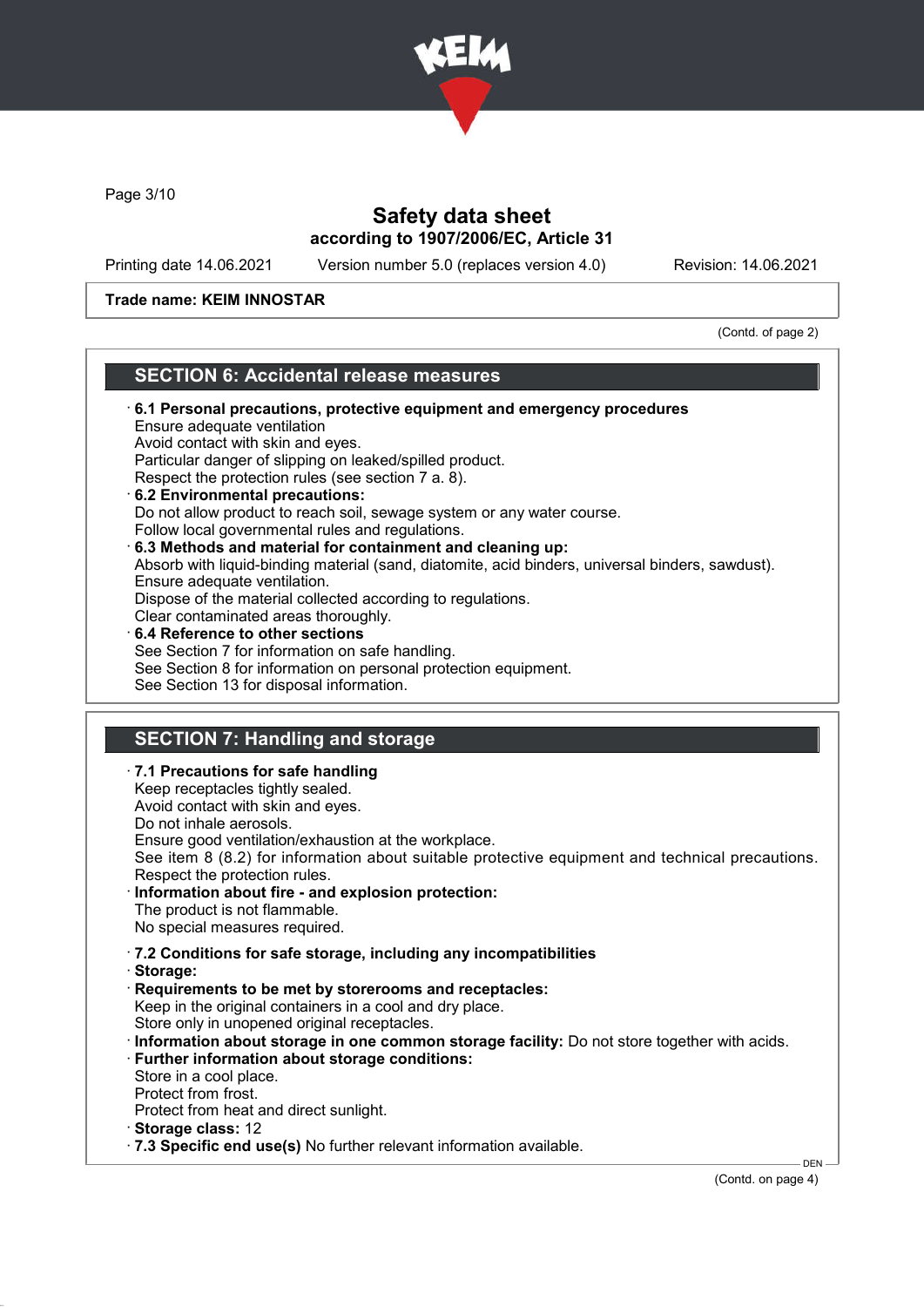Trade name: KEIM INNOSTAR

(Contd. of page 2)

## SECTION 6: Accidental release measures

· **6.1 Personal precautions, protective equipment and emergency procedures**
Ensure adequate ventilation
Avoid contact with skin and eyes.
Particular danger of slipping on leaked/spilled product.
Respect the protection rules (see section 7 a. 8).

· **6.2 Environmental precautions:**
Do not allow product to reach soil, sewage system or any water course.
Follow local governmental rules and regulations.

· **6.3 Methods and material for containment and cleaning up:**
Absorb with liquid-binding material (sand, diatomite, acid binders, universal binders, sawdust).
Ensure adequate ventilation.
Dispose of the material collected according to regulations.
Clear contaminated areas thoroughly.

· **6.4 Reference to other sections**
See Section 7 for information on safe handling.
See Section 8 for information on personal protection equipment.
See Section 13 for disposal information.

## SECTION 7: Handling and storage

· **7.1 Precautions for safe handling**
Keep receptacles tightly sealed.
Avoid contact with skin and eyes.
Do not inhale aerosols.
Ensure good ventilation/exhaustion at the workplace.
See item 8 (8.2) for information about suitable protective equipment and technical precautions.
Respect the protection rules.

· **Information about fire - and explosion protection:**
The product is not flammable.
No special measures required.

· **7.2 Conditions for safe storage, including any incompatibilities**

· **Storage:**

· **Requirements to be met by storerooms and receptacles:**
Keep in the original containers in a cool and dry place.
Store only in unopened original receptacles.

· **Information about storage in one common storage facility:** Do not store together with acids.

· **Further information about storage conditions:**
Store in a cool place.
Protect from frost.
Protect from heat and direct sunlight.

· **Storage class:** 12

· **7.3 Specific end use(s)** No further relevant information available.

(Contd. on page 4)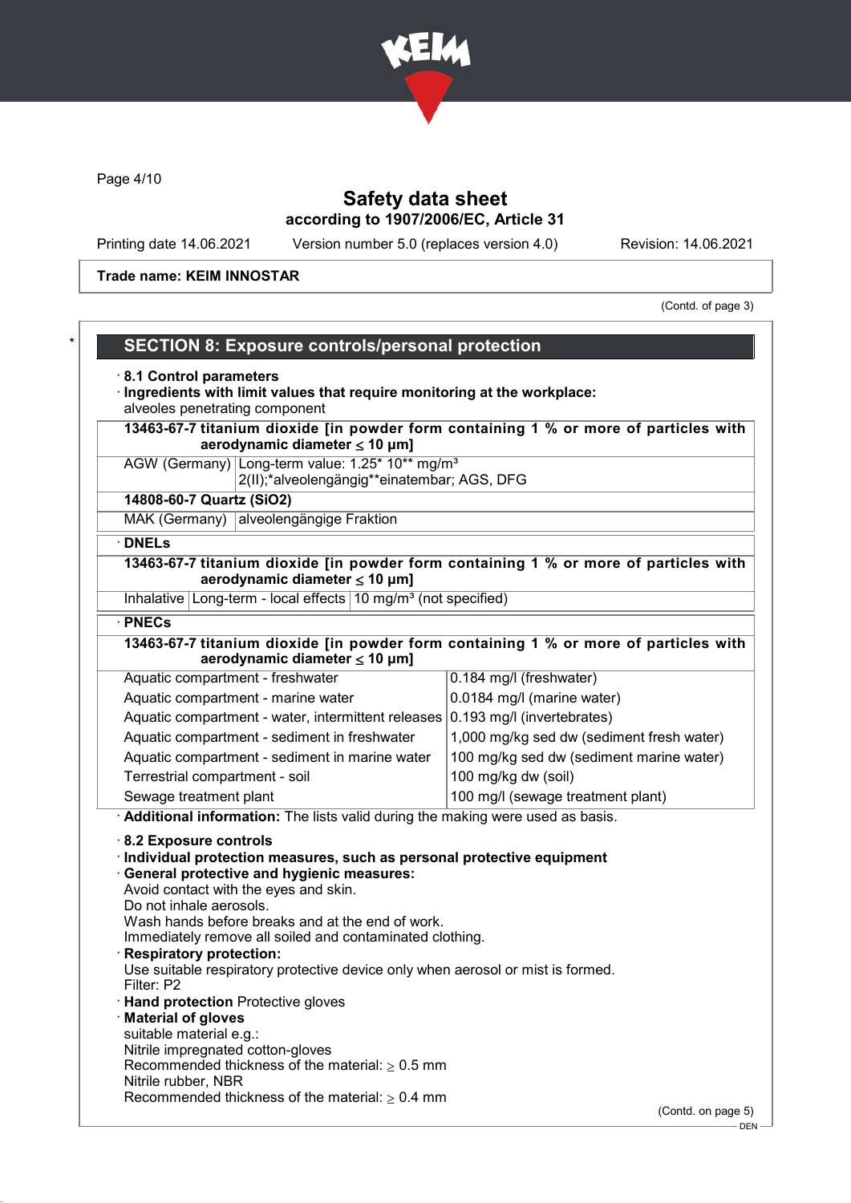Trade name: KEIM INNOSTAR

(Contd. of page 3)

## SECTION 8: Exposure controls/personal protection

· **8.1 Control parameters**

· **Ingredients with limit values that require monitoring at the workplace:**

alveoles penetrating component

| **13463-67-7 titanium dioxide [in powder form containing 1 % or more of particles with aerodynamic diameter ≤ 10 μm]** | |
|---|---|
| AGW (Germany) | Long-term value: 1.25* 10** mg/m³<br>2(II);*alveolengängig**einatembar; AGS, DFG |
| **14808-60-7 Quartz ($SiO_2$)** | |
| MAK (Germany) | alveolengängige Fraktion |

· **DNELs**

| **13463-67-7 titanium dioxide [in powder form containing 1 % or more of particles with aerodynamic diameter ≤ 10 μm]** | | |
|---|---|---|
| Inhalative | Long-term - local effects | 10 mg/m³ (not specified) |

· **PNECs**

| **13463-67-7 titanium dioxide [in powder form containing 1 % or more of particles with aerodynamic diameter ≤ 10 μm]** | |
|---|---|
| Aquatic compartment - freshwater | 0.184 mg/l (freshwater) |
| Aquatic compartment - marine water | 0.0184 mg/l (marine water) |
| Aquatic compartment - water, intermittent releases | 0.193 mg/l (invertebrates) |
| Aquatic compartment - sediment in freshwater | 1,000 mg/kg sed dw (sediment fresh water) |
| Aquatic compartment - sediment in marine water | 100 mg/kg sed dw (sediment marine water) |
| Terrestrial compartment - soil | 100 mg/kg dw (soil) |
| Sewage treatment plant | 100 mg/l (sewage treatment plant) |

· **Additional information:** The lists valid during the making were used as basis.

· **8.2 Exposure controls**

· **Individual protection measures, such as personal protective equipment**

· **General protective and hygienic measures:**

Avoid contact with the eyes and skin.
Do not inhale aerosols.
Wash hands before breaks and at the end of work.
Immediately remove all soiled and contaminated clothing.

· **Respiratory protection:**

Use suitable respiratory protective device only when aerosol or mist is formed.
Filter: P2

· **Hand protection** Protective gloves

· **Material of gloves**

suitable material e.g.:
Nitrile impregnated cotton-gloves
Recommended thickness of the material: ≥ 0.5 mm
Nitrile rubber, NBR
Recommended thickness of the material: ≥ 0.4 mm

(Contd. on page 5)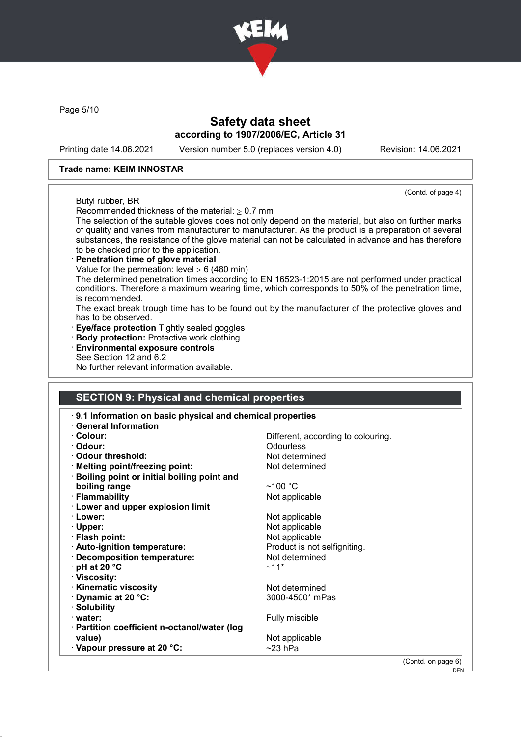**Trade name: KEIM INNOSTAR**

(Contd. of page 4)

Butyl rubber, BR

Recommended thickness of the material: ≥ 0.7 mm

The selection of the suitable gloves does not only depend on the material, but also on further marks of quality and varies from manufacturer to manufacturer. As the product is a preparation of several substances, the resistance of the glove material can not be calculated in advance and has therefore to be checked prior to the application.

· **Penetration time of glove material**

Value for the permeation: level ≥ 6 (480 min)

The determined penetration times according to EN 16523-1:2015 are not performed under practical conditions. Therefore a maximum wearing time, which corresponds to 50% of the penetration time, is recommended.

The exact break trough time has to be found out by the manufacturer of the protective gloves and has to be observed.

· **Eye/face protection** Tightly sealed goggles

· **Body protection:** Protective work clothing

· **Environmental exposure controls**

See Section 12 and 6.2

No further relevant information available.

## SECTION 9: Physical and chemical properties

· **9.1 Information on basic physical and chemical properties**

· **General Information**

| | |
|---|---|
| · **Colour:** | Different, according to colouring. |
| · **Odour:** | Odourless |
| · **Odour threshold:** | Not determined |
| · **Melting point/freezing point:** | Not determined |
| · **Boiling point or initial boiling point and boiling range** | ~100 °C |
| · **Flammability** | Not applicable |
| · **Lower and upper explosion limit** | |
| · **Lower:** | Not applicable |
| · **Upper:** | Not applicable |
| · **Flash point:** | Not applicable |
| · **Auto-ignition temperature:** | Product is not selfigniting. |
| · **Decomposition temperature:** | Not determined |
| · **pH at 20 °C** | ~11* |
| · **Viscosity:** | |
| · **Kinematic viscosity** | Not determined |
| · **Dynamic at 20 °C:** | 3000-4500* mPas |
| · **Solubility** | |
| · **water:** | Fully miscible |
| · **Partition coefficient n-octanol/water (log value)** | Not applicable |
| · **Vapour pressure at 20 °C:** | ~23 hPa |

(Contd. on page 6)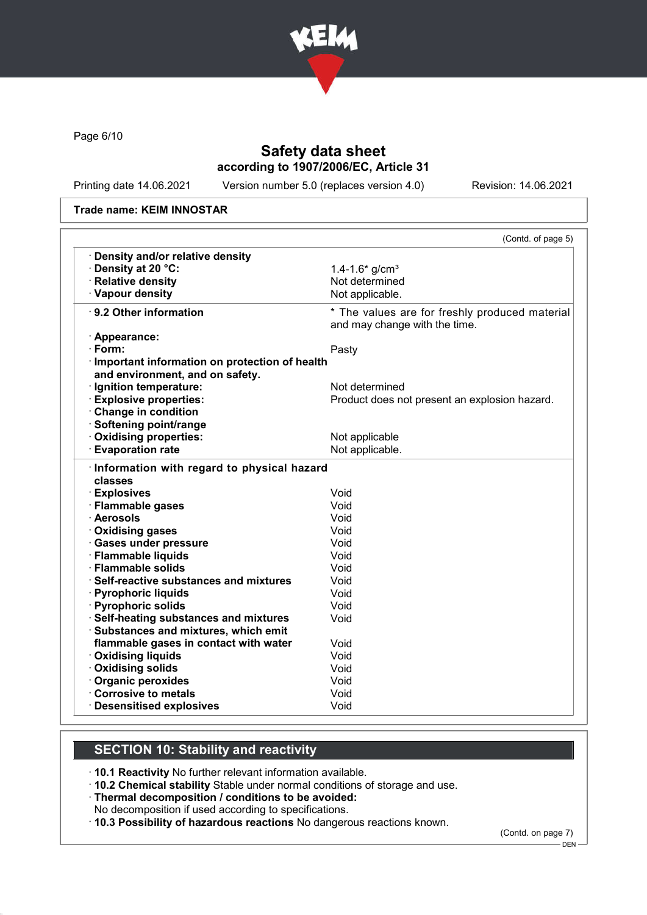**Safety data sheet**
**according to 1907/2006/EC, Article 31**

Printing date 14.06.2021 Version number 5.0 (replaces version 4.0) Revision: 14.06.2021

**Trade name: KEIM INNOSTAR**

(Contd. of page 5)

| | |
|---|---|
| · **Density and/or relative density** | |
| · **Density at 20 °C:** | 1.4-1.6* g/cm³ |
| · **Relative density** | Not determined |
| · **Vapour density** | Not applicable. |
| · **9.2 Other information** | * The values are for freshly produced material and may change with the time. |
| · **Appearance:** | |
| · **Form:** | Pasty |
| · **Important information on protection of health and environment, and on safety.** | |
| · **Ignition temperature:** | Not determined |
| · **Explosive properties:** | Product does not present an explosion hazard. |
| · **Change in condition** | |
| · **Softening point/range** | |
| · **Oxidising properties:** | Not applicable |
| · **Evaporation rate** | Not applicable. |
| · **Information with regard to physical hazard classes** | |
| · **Explosives** | Void |
| · **Flammable gases** | Void |
| · **Aerosols** | Void |
| · **Oxidising gases** | Void |
| · **Gases under pressure** | Void |
| · **Flammable liquids** | Void |
| · **Flammable solids** | Void |
| · **Self-reactive substances and mixtures** | Void |
| · **Pyrophoric liquids** | Void |
| · **Pyrophoric solids** | Void |
| · **Self-heating substances and mixtures** | Void |
| · **Substances and mixtures, which emit flammable gases in contact with water** | Void |
| · **Oxidising liquids** | Void |
| · **Oxidising solids** | Void |
| · **Organic peroxides** | Void |
| · **Corrosive to metals** | Void |
| · **Desensitised explosives** | Void |

## SECTION 10: Stability and reactivity

· **10.1 Reactivity** No further relevant information available.
· **10.2 Chemical stability** Stable under normal conditions of storage and use.
· **Thermal decomposition / conditions to be avoided:**
No decomposition if used according to specifications.
· **10.3 Possibility of hazardous reactions** No dangerous reactions known.

(Contd. on page 7)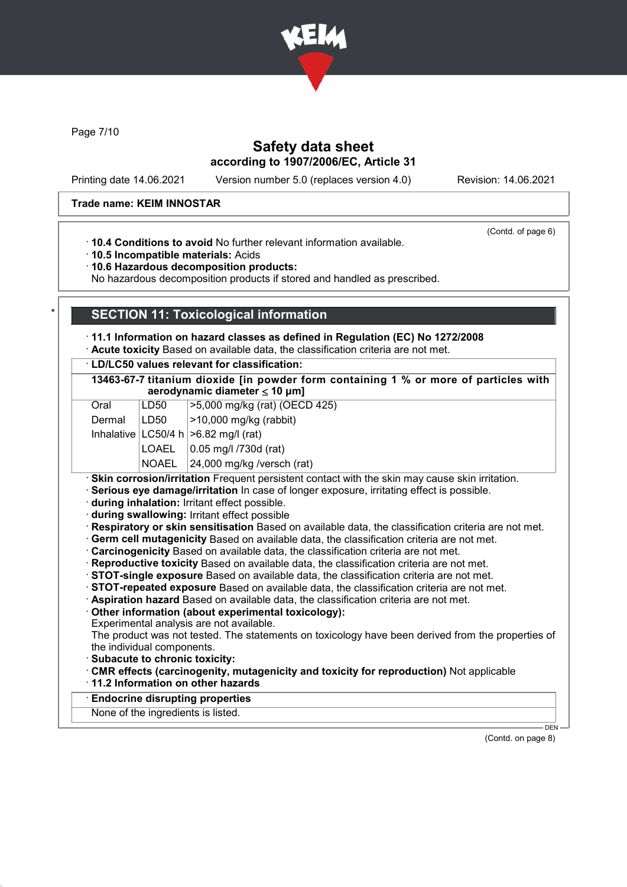Page 7/10

# Safety data sheet
## according to 1907/2006/EC, Article 31

Printing date 14.06.2021    Version number 5.0 (replaces version 4.0)    Revision: 14.06.2021

**Trade name: KEIM INNOSTAR**

(Contd. of page 6)

· **10.4 Conditions to avoid** No further relevant information available.
· **10.5 Incompatible materials:** Acids
· **10.6 Hazardous decomposition products:**
No hazardous decomposition products if stored and handled as prescribed.

## * SECTION 11: Toxicological information

· **11.1 Information on hazard classes as defined in Regulation (EC) No 1272/2008**
· **Acute toxicity** Based on available data, the classification criteria are not met.

· **LD/LC50 values relevant for classification:**

| **13463-67-7 titanium dioxide [in powder form containing 1 % or more of particles with aerodynamic diameter ≤ 10 μm]** | | |
|---|---|---|
| Oral | LD50 | >5,000 mg/kg (rat) (OECD 425) |
| Dermal | LD50 | >10,000 mg/kg (rabbit) |
| Inhalative | LC50/4 h | >6.82 mg/l (rat) |
| | LOAEL | 0.05 mg/l /730d (rat) |
| | NOAEL | 24,000 mg/kg /versch (rat) |

· **Skin corrosion/irritation** Frequent persistent contact with the skin may cause skin irritation.
· **Serious eye damage/irritation** In case of longer exposure, irritating effect is possible.
· **during inhalation:** Irritant effect possible.
· **during swallowing:** Irritant effect possible
· **Respiratory or skin sensitisation** Based on available data, the classification criteria are not met.
· **Germ cell mutagenicity** Based on available data, the classification criteria are not met.
· **Carcinogenicity** Based on available data, the classification criteria are not met.
· **Reproductive toxicity** Based on available data, the classification criteria are not met.
· **STOT-single exposure** Based on available data, the classification criteria are not met.
· **STOT-repeated exposure** Based on available data, the classification criteria are not met.
· **Aspiration hazard** Based on available data, the classification criteria are not met.
· **Other information (about experimental toxicology):**
Experimental analysis are not available.
The product was not tested. The statements on toxicology have been derived from the properties of the individual components.
· **Subacute to chronic toxicity:**
· **CMR effects (carcinogenity, mutagenicity and toxicity for reproduction)** Not applicable
· **11.2 Information on other hazards**

· **Endocrine disrupting properties**
None of the ingredients is listed.

DEN

(Contd. on page 8)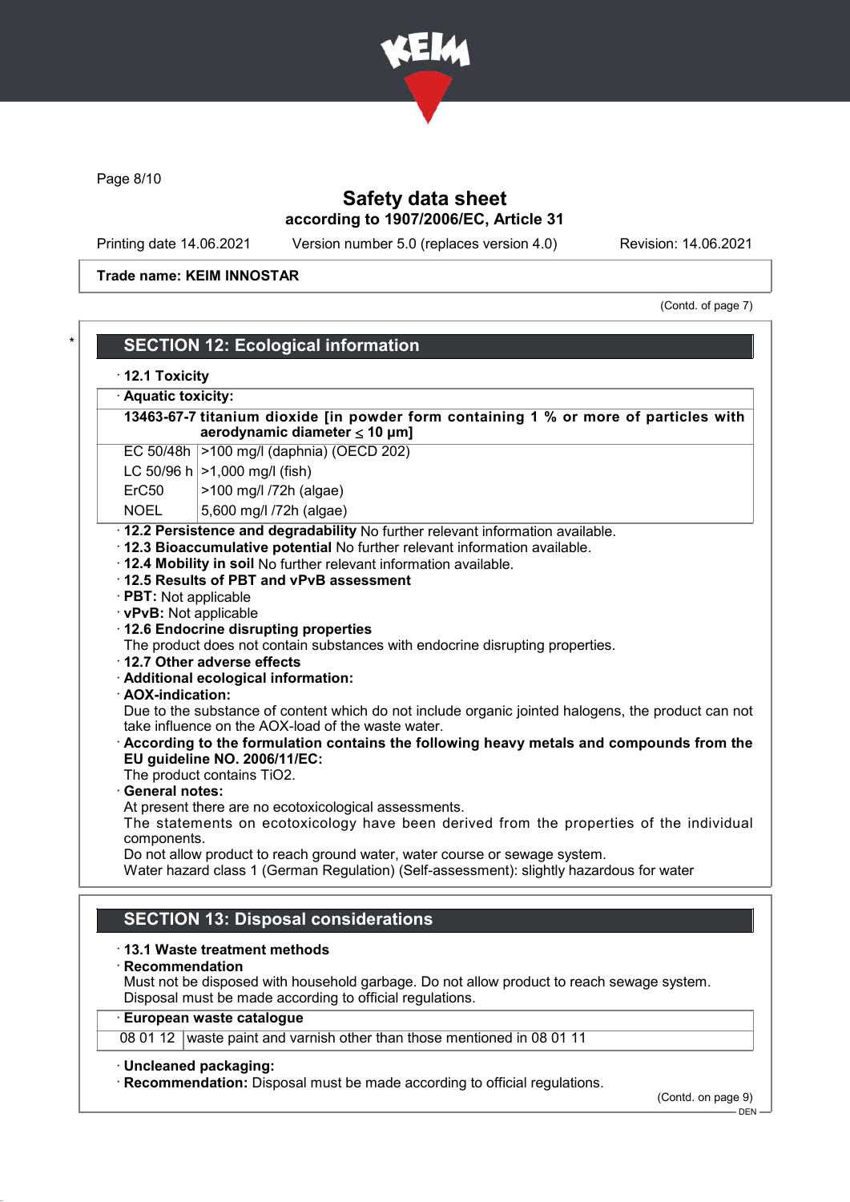Trade name: KEIM INNOSTAR

(Contd. of page 7)

## SECTION 12: Ecological information

· **12.1 Toxicity**

· **Aquatic toxicity:**

| **13463-67-7 titanium dioxide [in powder form containing 1 % or more of particles with aerodynamic diameter ≤ 10 μm]** | |
|---|---|
| EC 50/48h | >100 mg/l (daphnia) (OECD 202) |
| LC 50/96 h | >1,000 mg/l (fish) |
| ErC50 | >100 mg/l /72h (algae) |
| NOEL | 5,600 mg/l /72h (algae) |

· **12.2 Persistence and degradability** No further relevant information available.
· **12.3 Bioaccumulative potential** No further relevant information available.
· **12.4 Mobility in soil** No further relevant information available.
· **12.5 Results of PBT and vPvB assessment**
· **PBT:** Not applicable
· **vPvB:** Not applicable
· **12.6 Endocrine disrupting properties**
The product does not contain substances with endocrine disrupting properties.
· **12.7 Other adverse effects**
· **Additional ecological information:**
· **AOX-indication:**
Due to the substance of content which do not include organic jointed halogens, the product can not take influence on the AOX-load of the waste water.
· **According to the formulation contains the following heavy metals and compounds from the EU guideline NO. 2006/11/EC:**
The product contains $TiO_2$.
· **General notes:**
At present there are no ecotoxicological assessments.
The statements on ecotoxicology have been derived from the properties of the individual components.
Do not allow product to reach ground water, water course or sewage system.
Water hazard class 1 (German Regulation) (Self-assessment): slightly hazardous for water

## SECTION 13: Disposal considerations

· **13.1 Waste treatment methods**
· **Recommendation**
Must not be disposed with household garbage. Do not allow product to reach sewage system.
Disposal must be made according to official regulations.

| · **European waste catalogue** | |
|---|---|
| 08 01 12 | waste paint and varnish other than those mentioned in 08 01 11 |

· **Uncleaned packaging:**
· **Recommendation:** Disposal must be made according to official regulations.

(Contd. on page 9)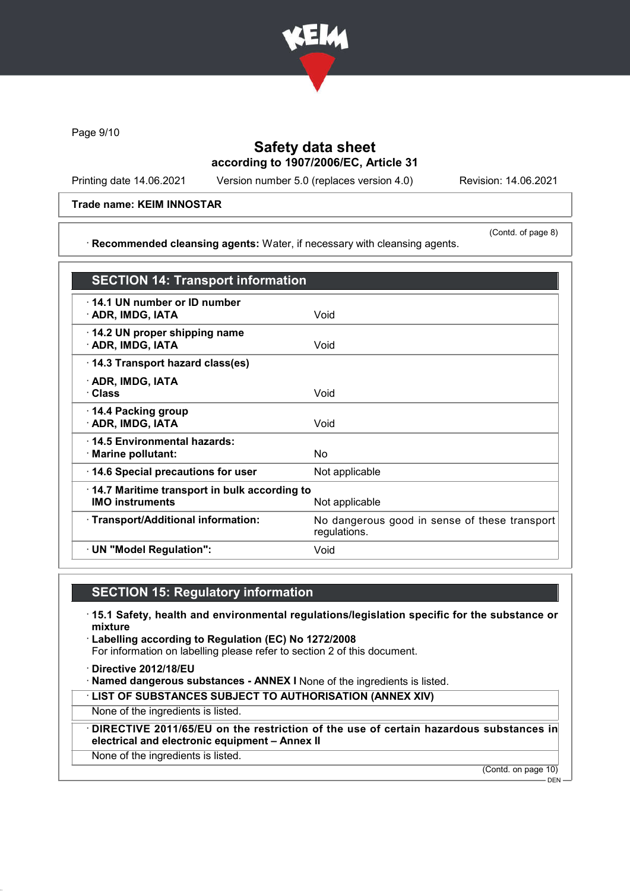# Safety data sheet

**according to 1907/2006/EC, Article 31**

Printing date 14.06.2021 Version number 5.0 (replaces version 4.0) Revision: 14.06.2021

**Trade name: KEIM INNOSTAR**

(Contd. of page 8)

· **Recommended cleansing agents:** Water, if necessary with cleansing agents.

## SECTION 14: Transport information

| | |
|---|---|
| · **14.1 UN number or ID number** · **ADR, IMDG, IATA** | Void |
| · **14.2 UN proper shipping name** · **ADR, IMDG, IATA** | Void |
| · **14.3 Transport hazard class(es)** · **ADR, IMDG, IATA** · **Class** | Void |
| · **14.4 Packing group** · **ADR, IMDG, IATA** | Void |
| · **14.5 Environmental hazards:** · **Marine pollutant:** | No |
| · **14.6 Special precautions for user** | Not applicable |
| · **14.7 Maritime transport in bulk according to IMO instruments** | Not applicable |
| · **Transport/Additional information:** | No dangerous good in sense of these transport regulations. |
| · **UN "Model Regulation":** | Void |

## SECTION 15: Regulatory information

· **15.1 Safety, health and environmental regulations/legislation specific for the substance or mixture**

· **Labelling according to Regulation (EC) No 1272/2008**
For information on labelling please refer to section 2 of this document.

· **Directive 2012/18/EU**

· **Named dangerous substances - ANNEX I** None of the ingredients is listed.

· **LIST OF SUBSTANCES SUBJECT TO AUTHORISATION (ANNEX XIV)**

None of the ingredients is listed.

· **DIRECTIVE 2011/65/EU on the restriction of the use of certain hazardous substances in electrical and electronic equipment – Annex II**

None of the ingredients is listed.

(Contd. on page 10)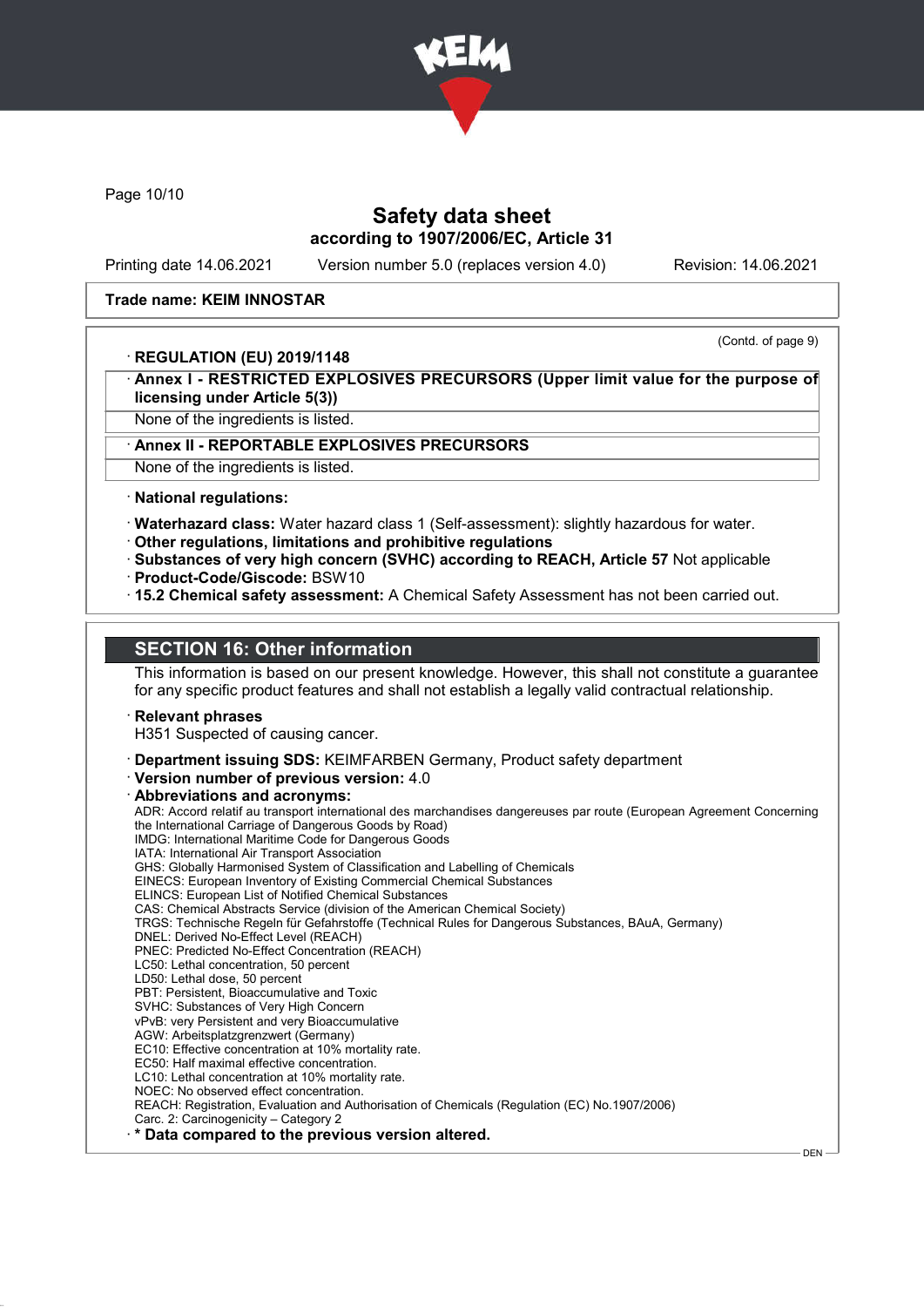# Safety data sheet
## according to 1907/2006/EC, Article 31

Printing date 14.06.2021 Version number 5.0 (replaces version 4.0) Revision: 14.06.2021

**Trade name: KEIM INNOSTAR**

(Contd. of page 9)

· **REGULATION (EU) 2019/1148**

· **Annex I - RESTRICTED EXPLOSIVES PRECURSORS (Upper limit value for the purpose of licensing under Article 5(3))**

None of the ingredients is listed.

· **Annex II - REPORTABLE EXPLOSIVES PRECURSORS**

None of the ingredients is listed.

· **National regulations:**

· **Waterhazard class:** Water hazard class 1 (Self-assessment): slightly hazardous for water.
· **Other regulations, limitations and prohibitive regulations**
· **Substances of very high concern (SVHC) according to REACH, Article 57** Not applicable
· **Product-Code/Giscode:** BSW10
· **15.2 Chemical safety assessment:** A Chemical Safety Assessment has not been carried out.

## SECTION 16: Other information

This information is based on our present knowledge. However, this shall not constitute a guarantee for any specific product features and shall not establish a legally valid contractual relationship.

· **Relevant phrases**
H351 Suspected of causing cancer.

· **Department issuing SDS:** KEIMFARBEN Germany, Product safety department
· **Version number of previous version:** 4.0
· **Abbreviations and acronyms:**
ADR: Accord relatif au transport international des marchandises dangereuses par route (European Agreement Concerning the International Carriage of Dangerous Goods by Road)
IMDG: International Maritime Code for Dangerous Goods
IATA: International Air Transport Association
GHS: Globally Harmonised System of Classification and Labelling of Chemicals
EINECS: European Inventory of Existing Commercial Chemical Substances
ELINCS: European List of Notified Chemical Substances
CAS: Chemical Abstracts Service (division of the American Chemical Society)
TRGS: Technische Regeln für Gefahrstoffe (Technical Rules for Dangerous Substances, BAuA, Germany)
DNEL: Derived No-Effect Level (REACH)
PNEC: Predicted No-Effect Concentration (REACH)
LC50: Lethal concentration, 50 percent
LD50: Lethal dose, 50 percent
PBT: Persistent, Bioaccumulative and Toxic
SVHC: Substances of Very High Concern
vPvB: very Persistent and very Bioaccumulative
AGW: Arbeitsplatzgrenzwert (Germany)
EC10: Effective concentration at 10% mortality rate.
EC50: Half maximal effective concentration.
LC10: Lethal concentration at 10% mortality rate.
NOEC: No observed effect concentration.
REACH: Registration, Evaluation and Authorisation of Chemicals (Regulation (EC) No.1907/2006)
Carc. 2: Carcinogenicity – Category 2

· **\* Data compared to the previous version altered.**